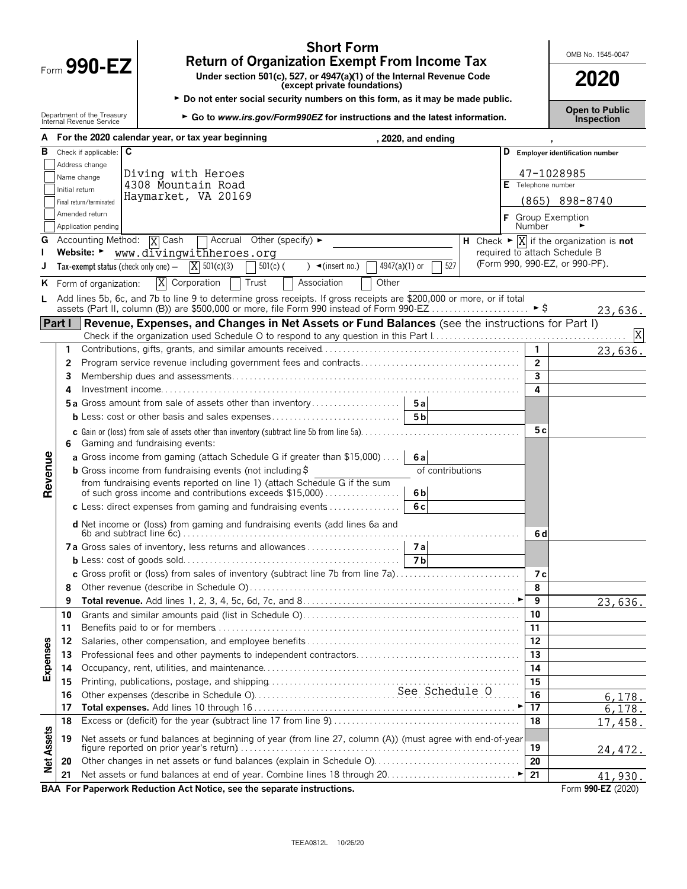# Form 990-EZ

## Short Form
## Return of Organization Exempt From Income Tax

**Under section 501(c), 527, or 4947(a)(1) of the Internal Revenue Code (except private foundations)**

► Do not enter social security numbers on this form, as it may be made public.

► Go to *www.irs.gov/Form990EZ* for instructions and the latest information.

Department of the Treasury
Internal Revenue Service

OMB No. 1545-0047

**2020**

**Open to Public Inspection**

**A** For the 2020 calendar year, or tax year beginning , 2020, and ending ,

**B** Check if applicable:
- [ ] Address change
- [ ] Name change
- [ ] Initial return
- [ ] Final return/terminated
- [ ] Amended return
- [ ] Application pending

**C**
Diving with Heroes
4308 Mountain Road
Haymarket, VA 20169

**D** Employer identification number: 47-1028985

**E** Telephone number: (865) 898-8740

**F** Group Exemption Number ►

**G** Accounting Method: [X] Cash [ ] Accrual Other (specify) ►

**H** Check ► [X] if the organization is **not** required to attach Schedule B (Form 990, 990-EZ, or 990-PF).

**I** Website: ► www.divingwithheroes.org

**J** Tax-exempt status (check only one) — [X] 501(c)(3) [ ] 501(c) ( ) ◄(insert no.) [ ] 4947(a)(1) or [ ] 527

**K** Form of organization: [X] Corporation [ ] Trust [ ] Association [ ] Other

**L** Add lines 5b, 6c, and 7b to line 9 to determine gross receipts. If gross receipts are $200,000 or more, or if total assets (Part II, column (B)) are $500,000 or more, file Form 990 instead of Form 990-EZ ► $ 23,636.

## Part I — Revenue, Expenses, and Changes in Net Assets or Fund Balances (see the instructions for Part I)

Check if the organization used Schedule O to respond to any question in this Part I [X]

| Section | Line | Description | Sub-line | Sub-amount | Line | Amount |
|---|---|---|---|---|---|---|
| Revenue | 1 | Contributions, gifts, grants, and similar amounts received | | | 1 | 23,636. |
| | 2 | Program service revenue including government fees and contracts | | | 2 | |
| | 3 | Membership dues and assessments | | | 3 | |
| | 4 | Investment income | | | 4 | |
| | 5a | Gross amount from sale of assets other than inventory | 5a | | | |
| | b | Less: cost or other basis and sales expenses | 5b | | | |
| | c | Gain or (loss) from sale of assets other than inventory (subtract line 5b from line 5a) | | | 5c | |
| | 6 | Gaming and fundraising events: | | | | |
| | a | Gross income from gaming (attach Schedule G if greater than $15,000) | 6a | | | |
| | b | Gross income from fundraising events (not including $ of contributions from fundraising events reported on line 1) (attach Schedule G if the sum of such gross income and contributions exceeds $15,000) | 6b | | | |
| | c | Less: direct expenses from gaming and fundraising events | 6c | | | |
| | d | Net income or (loss) from gaming and fundraising events (add lines 6a and 6b and subtract line 6c) | | | 6d | |
| | 7a | Gross sales of inventory, less returns and allowances | 7a | | | |
| | b | Less: cost of goods sold | 7b | | | |
| | c | Gross profit or (loss) from sales of inventory (subtract line 7b from line 7a) | | | 7c | |
| | 8 | Other revenue (describe in Schedule O) | | | 8 | |
| | 9 | **Total revenue.** Add lines 1, 2, 3, 4, 5c, 6d, 7c, and 8 ► | | | 9 | 23,636. |
| Expenses | 10 | Grants and similar amounts paid (list in Schedule O) | | | 10 | |
| | 11 | Benefits paid to or for members | | | 11 | |
| | 12 | Salaries, other compensation, and employee benefits | | | 12 | |
| | 13 | Professional fees and other payments to independent contractors | | | 13 | |
| | 14 | Occupancy, rent, utilities, and maintenance | | | 14 | |
| | 15 | Printing, publications, postage, and shipping | | | 15 | |
| | 16 | Other expenses (describe in Schedule O) See Schedule O | | | 16 | 6,178. |
| | 17 | **Total expenses.** Add lines 10 through 16 ► | | | 17 | 6,178. |
| Net Assets | 18 | Excess or (deficit) for the year (subtract line 17 from line 9) | | | 18 | 17,458. |
| | 19 | Net assets or fund balances at beginning of year (from line 27, column (A)) (must agree with end-of-year figure reported on prior year's return) | | | 19 | 24,472. |
| | 20 | Other changes in net assets or fund balances (explain in Schedule O) | | | 20 | |
| | 21 | Net assets or fund balances at end of year. Combine lines 18 through 20 ► | | | 21 | 41,930. |

**BAA For Paperwork Reduction Act Notice, see the separate instructions.** Form **990-EZ** (2020)

TEEA0812L 10/26/20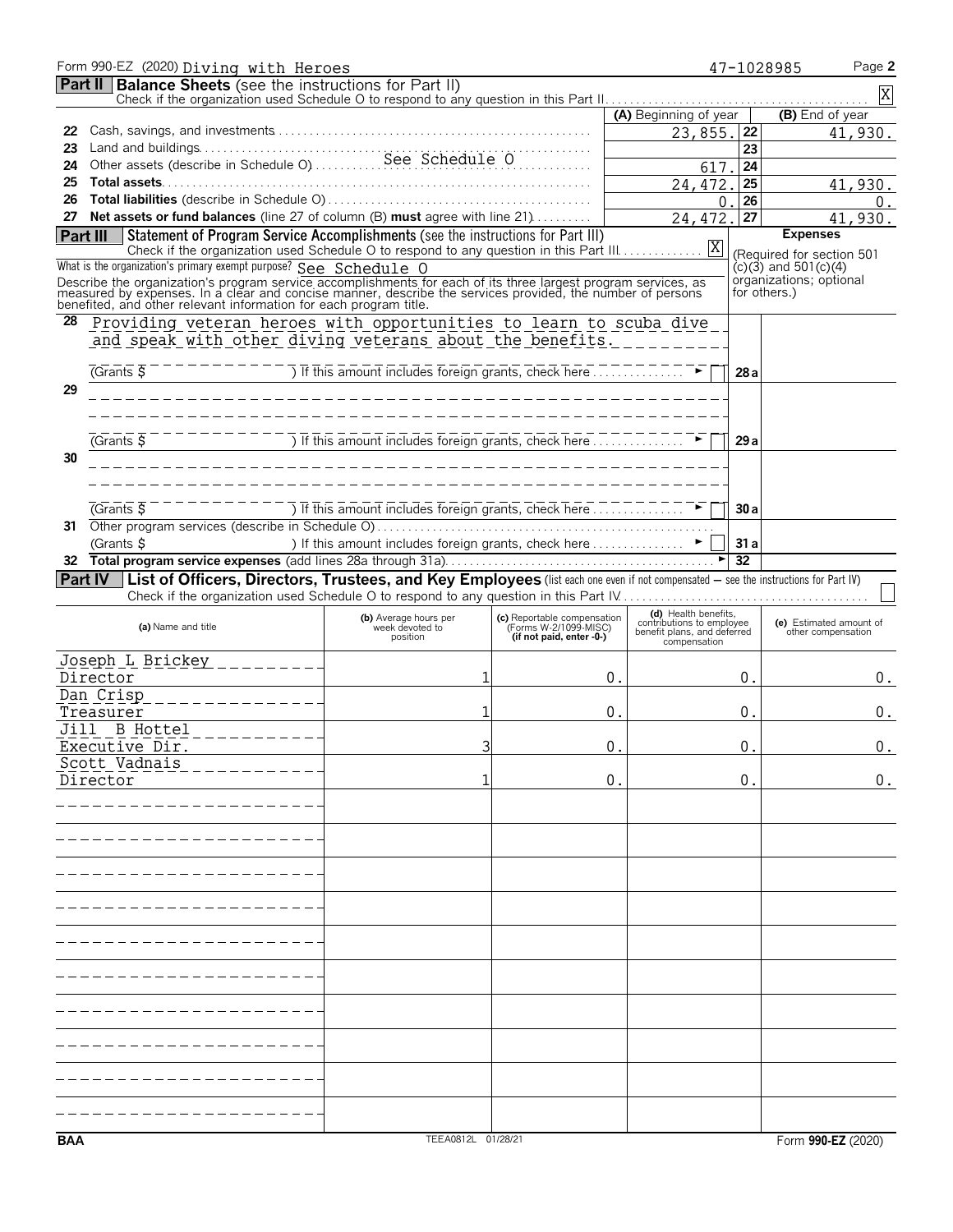Form 990-EZ (2020) Diving with Heroes 47-1028985

## Part II Balance Sheets (see the instructions for Part II)

Check if the organization used Schedule O to respond to any question in this Part II . . . X

| | | (A) Beginning of year | | (B) End of year |
|---|---|---|---|---|
| 22 | Cash, savings, and investments | 23,855. | 22 | 41,930. |
| 23 | Land and buildings | | 23 | |
| 24 | Other assets (describe in Schedule O) See Schedule O | 617. | 24 | |
| 25 | **Total assets** | 24,472. | 25 | 41,930. |
| 26 | **Total liabilities** (describe in Schedule O) | 0. | 26 | 0. |
| 27 | **Net assets or fund balances** (line 27 of column (B) **must** agree with line 21) | 24,472. | 27 | 41,930. |

## Part III Statement of Program Service Accomplishments (see the instructions for Part III)

Check if the organization used Schedule O to respond to any question in this Part III . . . X

What is the organization's primary exempt purpose? See Schedule O

Describe the organization's program service accomplishments for each of its three largest program services, as measured by expenses. In a clear and concise manner, describe the services provided, the number of persons benefited, and other relevant information for each program title.

**Expenses** (Required for section 501(c)(3) and 501(c)(4) organizations; optional for others.)

| | | | Expenses |
|---|---|---|---|
| 28 | Providing veteran heroes with opportunities to learn to scuba dive and speak with other diving veterans about the benefits. (Grants $ ) If this amount includes foreign grants, check here | 28a | |
| 29 | (Grants $ ) If this amount includes foreign grants, check here | 29a | |
| 30 | (Grants $ ) If this amount includes foreign grants, check here | 30a | |
| 31 | Other program services (describe in Schedule O) (Grants $ ) If this amount includes foreign grants, check here | 31a | |
| 32 | **Total program service expenses** (add lines 28a through 31a) | 32 | |

## Part IV List of Officers, Directors, Trustees, and Key Employees (list each one even if not compensated — see the instructions for Part IV)

Check if the organization used Schedule O to respond to any question in this Part IV

| (a) Name and title | (b) Average hours per week devoted to position | (c) Reportable compensation (Forms W-2/1099-MISC) (if not paid, enter -0-) | (d) Health benefits, contributions to employee benefit plans, and deferred compensation | (e) Estimated amount of other compensation |
|---|---|---|---|---|
| Joseph L Brickey<br>Director | 1 | 0. | 0. | 0. |
| Dan Crisp<br>Treasurer | 1 | 0. | 0. | 0. |
| Jill B Hottel<br>Executive Dir. | 3 | 0. | 0. | 0. |
| Scott Vadnais<br>Director | 1 | 0. | 0. | 0. |

BAA TEEA0812L 01/28/21 Form **990-EZ** (2020)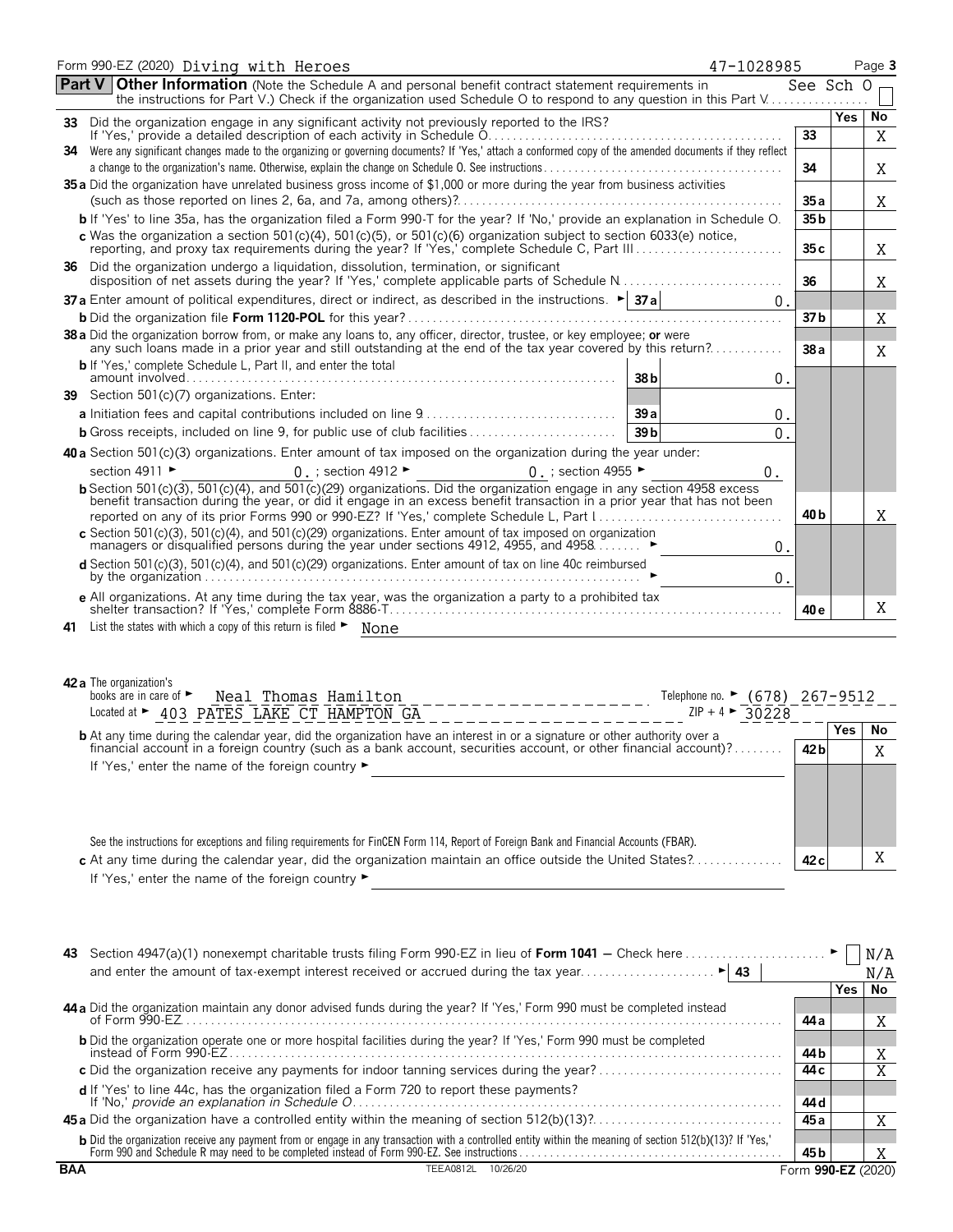Form 990-EZ (2020) Diving with Heroes 47-1028985 Page 3

## Part V Other Information

(Note the Schedule A and personal benefit contract statement requirements in the instructions for Part V.) Check if the organization used Schedule O to respond to any question in this Part V . . . See Sch O ☐

| | Question | Line | Yes | No |
|---|---|---|---|---|
| 33 | Did the organization engage in any significant activity not previously reported to the IRS? If 'Yes,' provide a detailed description of each activity in Schedule O | 33 | | X |
| 34 | Were any significant changes made to the organizing or governing documents? If 'Yes,' attach a conformed copy of the amended documents if they reflect a change to the organization's name. Otherwise, explain the change on Schedule O. See instructions | 34 | | X |
| 35 a | Did the organization have unrelated business gross income of $1,000 or more during the year from business activities (such as those reported on lines 2, 6a, and 7a, among others)? | 35 a | | X |
| b | If 'Yes' to line 35a, has the organization filed a Form 990-T for the year? If 'No,' provide an explanation in Schedule O | 35 b | | |
| c | Was the organization a section 501(c)(4), 501(c)(5), or 501(c)(6) organization subject to section 6033(e) notice, reporting, and proxy tax requirements during the year? If 'Yes,' complete Schedule C, Part III | 35 c | | X |
| 36 | Did the organization undergo a liquidation, dissolution, termination, or significant disposition of net assets during the year? If 'Yes,' complete applicable parts of Schedule N | 36 | | X |
| 37 a | Enter amount of political expenditures, direct or indirect, as described in the instructions. ► 37 a 0. | | | |
| b | Did the organization file **Form 1120-POL** for this year? | 37 b | | X |
| 38 a | Did the organization borrow from, or make any loans to, any officer, director, trustee, or key employee; **or** were any such loans made in a prior year and still outstanding at the end of the tax year covered by this return? | 38 a | | X |
| b | If 'Yes,' complete Schedule L, Part II, and enter the total amount involved — 38 b 0. | | | |
| 39 | Section 501(c)(7) organizations. Enter: | | | |
| a | Initiation fees and capital contributions included on line 9 — 39 a 0. | | | |
| b | Gross receipts, included on line 9, for public use of club facilities — 39 b 0. | | | |
| 40 a | Section 501(c)(3) organizations. Enter amount of tax imposed on the organization during the year under: section 4911 ► 0. ; section 4912 ► 0. ; section 4955 ► 0. | | | |
| b | Section 501(c)(3), 501(c)(4), and 501(c)(29) organizations. Did the organization engage in any section 4958 excess benefit transaction during the year, or did it engage in an excess benefit transaction in a prior year that has not been reported on any of its prior Forms 990 or 990-EZ? If 'Yes,' complete Schedule L, Part I | 40 b | | X |
| c | Section 501(c)(3), 501(c)(4), and 501(c)(29) organizations. Enter amount of tax imposed on organization managers or disqualified persons during the year under sections 4912, 4955, and 4958 ► 0. | | | |
| d | Section 501(c)(3), 501(c)(4), and 501(c)(29) organizations. Enter amount of tax on line 40c reimbursed by the organization ► 0. | | | |
| e | All organizations. At any time during the tax year, was the organization a party to a prohibited tax shelter transaction? If 'Yes,' complete Form 8886-T | 40 e | | X |

**41** List the states with which a copy of this return is filed ► None

**42 a** The organization's books are in care of ► Neal Thomas Hamilton    Telephone no. ► (678) 267-9512
Located at ► 403 PATES LAKE CT HAMPTON GA    ZIP + 4 ► 30228

| | Question | Line | Yes | No |
|---|---|---|---|---|
| b | At any time during the calendar year, did the organization have an interest in or a signature or other authority over a financial account in a foreign country (such as a bank account, securities account, or other financial account)? If 'Yes,' enter the name of the foreign country ► | 42 b | | X |
| | See the instructions for exceptions and filing requirements for FinCEN Form 114, Report of Foreign Bank and Financial Accounts (FBAR). | | | |
| c | At any time during the calendar year, did the organization maintain an office outside the United States? If 'Yes,' enter the name of the foreign country ► | 42 c | | X |

**43** Section 4947(a)(1) nonexempt charitable trusts filing Form 990-EZ in lieu of **Form 1041** — Check here ► ☐ N/A
and enter the amount of tax-exempt interest received or accrued during the tax year ► 43 N/A

| | Question | Line | Yes | No |
|---|---|---|---|---|
| 44 a | Did the organization maintain any donor advised funds during the year? If 'Yes,' Form 990 must be completed instead of Form 990-EZ | 44 a | | X |
| b | Did the organization operate one or more hospital facilities during the year? If 'Yes,' Form 990 must be completed instead of Form 990-EZ | 44 b | | X |
| c | Did the organization receive any payments for indoor tanning services during the year? | 44 c | | X |
| d | If 'Yes' to line 44c, has the organization filed a Form 720 to report these payments? If 'No,' *provide an explanation in Schedule O* | 44 d | | |
| 45 a | Did the organization have a controlled entity within the meaning of section 512(b)(13)? | 45 a | | X |
| b | Did the organization receive any payment from or engage in any transaction with a controlled entity within the meaning of section 512(b)(13)? If 'Yes,' Form 990 and Schedule R may need to be completed instead of Form 990-EZ. See instructions | 45 b | | X |

BAA TEEA0812L 10/26/20 Form **990-EZ** (2020)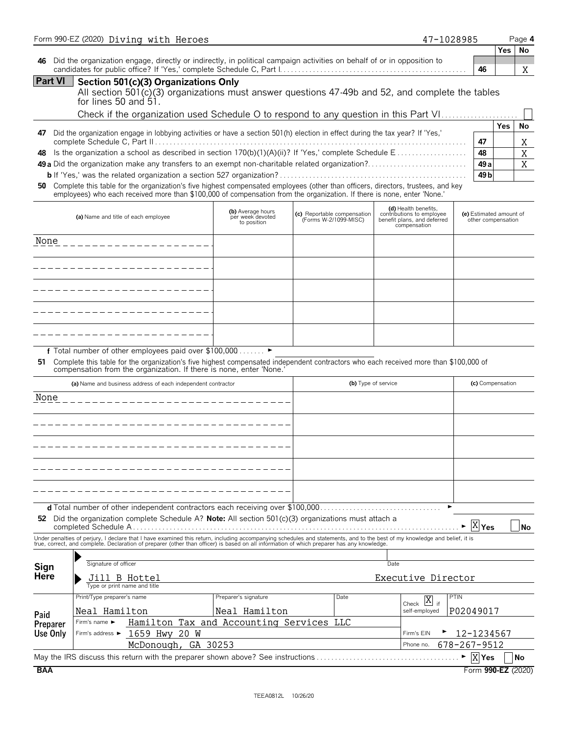Form 990-EZ (2020) Diving with Heroes 47-1028985 Page 4

| | | | Yes | No |
|---|---|---|---|---|
| **46** | Did the organization engage, directly or indirectly, in political campaign activities on behalf of or in opposition to candidates for public office? If 'Yes,' complete Schedule C, Part I | 46 | | X |

## Part VI Section 501(c)(3) Organizations Only

All section 501(c)(3) organizations must answer questions 47-49b and 52, and complete the tables for lines 50 and 51.

Check if the organization used Schedule O to respond to any question in this Part VI ☐

| | | | Yes | No |
|---|---|---|---|---|
| **47** | Did the organization engage in lobbying activities or have a section 501(h) election in effect during the tax year? If 'Yes,' complete Schedule C, Part II | 47 | | X |
| **48** | Is the organization a school as described in section 170(b)(1)(A)(ii)? If 'Yes,' complete Schedule E | 48 | | X |
| **49a** | Did the organization make any transfers to an exempt non-charitable related organization? | 49a | | X |
| **b** | If 'Yes,' was the related organization a section 527 organization? | 49b | | |

**50** Complete this table for the organization's five highest compensated employees (other than officers, directors, trustees, and key employees) who each received more than $100,000 of compensation from the organization. If there is none, enter 'None.'

| (a) Name and title of each employee | (b) Average hours per week devoted to position | (c) Reportable compensation (Forms W-2/1099-MISC) | (d) Health benefits, contributions to employee benefit plans, and deferred compensation | (e) Estimated amount of other compensation |
|---|---|---|---|---|
| None | | | | |
| | | | | |
| | | | | |
| | | | | |
| | | | | |

**f** Total number of other employees paid over $100,000 ►

**51** Complete this table for the organization's five highest compensated independent contractors who each received more than $100,000 of compensation from the organization. If there is none, enter 'None.'

| (a) Name and business address of each independent contractor | (b) Type of service | (c) Compensation |
|---|---|---|
| None | | |
| | | |
| | | |
| | | |
| | | |

**d** Total number of other independent contractors each receiving over $100,000 ►

**52** Did the organization complete Schedule A? **Note:** All section 501(c)(3) organizations must attach a completed Schedule A ► ☒ Yes ☐ No

Under penalties of perjury, I declare that I have examined this return, including accompanying schedules and statements, and to the best of my knowledge and belief, it is true, correct, and complete. Declaration of preparer (other than officer) is based on all information of which preparer has any knowledge.

**Sign Here**

Signature of officer — Date

Jill B Hottel — Executive Director

Type or print name and title

**Paid Preparer Use Only**

| Print/Type preparer's name | Preparer's signature | Date | Check ☒ if self-employed | PTIN |
|---|---|---|---|---|
| Neal Hamilton | Neal Hamilton | | | P02049017 |

Firm's name ► Hamilton Tax and Accounting Services LLC

Firm's EIN ► 12-1234567

Firm's address ► 1659 Hwy 20 W, McDonough, GA 30253

Phone no. 678-267-9512

May the IRS discuss this return with the preparer shown above? See instructions ► ☒ Yes ☐ No

BAA Form **990-EZ** (2020)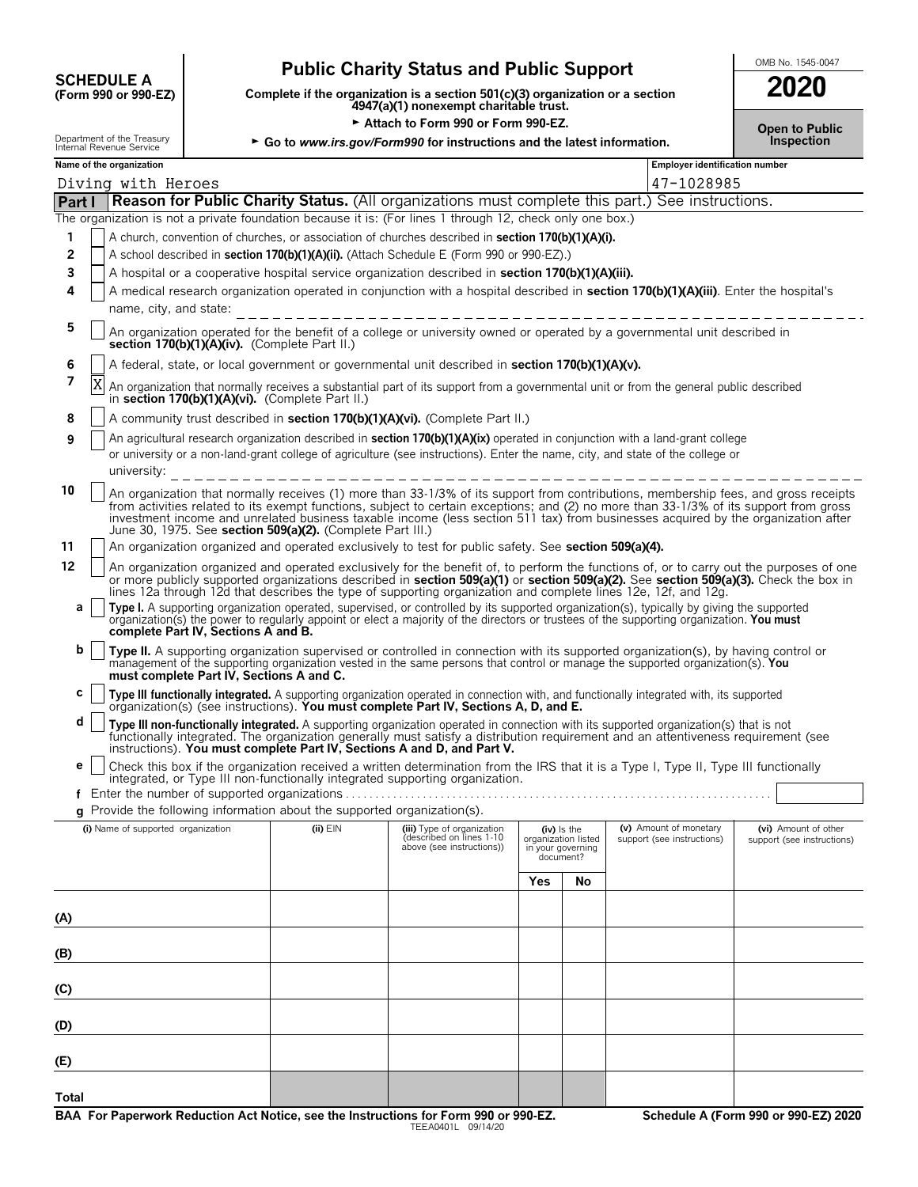**SCHEDULE A**
**(Form 990 or 990-EZ)**

Department of the Treasury
Internal Revenue Service

# Public Charity Status and Public Support

**Complete if the organization is a section 501(c)(3) organization or a section 4947(a)(1) nonexempt charitable trust.**

► **Attach to Form 990 or Form 990-EZ.**

► **Go to *www.irs.gov/Form990* for instructions and the latest information.**

OMB No. 1545-0047

**2020**

**Open to Public Inspection**

| Name of the organization | Employer identification number |
|---|---|
| Diving with Heroes | 47-1028985 |

## Part I — Reason for Public Charity Status. (All organizations must complete this part.) See instructions.

The organization is not a private foundation because it is: (For lines 1 through 12, check only one box.)

1. [ ] A church, convention of churches, or association of churches described in **section 170(b)(1)(A)(i).**
2. [ ] A school described in **section 170(b)(1)(A)(ii).** (Attach Schedule E (Form 990 or 990-EZ).)
3. [ ] A hospital or a cooperative hospital service organization described in **section 170(b)(1)(A)(iii).**
4. [ ] A medical research organization operated in conjunction with a hospital described in **section 170(b)(1)(A)(iii)**. Enter the hospital's name, city, and state: \_\_\_\_\_\_\_\_\_\_
5. [ ] An organization operated for the benefit of a college or university owned or operated by a governmental unit described in **section 170(b)(1)(A)(iv).** (Complete Part II.)
6. [ ] A federal, state, or local government or governmental unit described in **section 170(b)(1)(A)(v).**
7. [X] An organization that normally receives a substantial part of its support from a governmental unit or from the general public described in **section 170(b)(1)(A)(vi).** (Complete Part II.)
8. [ ] A community trust described in **section 170(b)(1)(A)(vi).** (Complete Part II.)
9. [ ] An agricultural research organization described in **section 170(b)(1)(A)(ix)** operated in conjunction with a land-grant college or university or a non-land-grant college of agriculture (see instructions). Enter the name, city, and state of the college or university: \_\_\_\_\_\_\_\_\_\_
10. [ ] An organization that normally receives (1) more than 33-1/3% of its support from contributions, membership fees, and gross receipts from activities related to its exempt functions, subject to certain exceptions; and (2) no more than 33-1/3% of its support from gross investment income and unrelated business taxable income (less section 511 tax) from businesses acquired by the organization after June 30, 1975. See **section 509(a)(2).** (Complete Part III.)
11. [ ] An organization organized and operated exclusively to test for public safety. See **section 509(a)(4).**
12. [ ] An organization organized and operated exclusively for the benefit of, to perform the functions of, or to carry out the purposes of one or more publicly supported organizations described in **section 509(a)(1)** or **section 509(a)(2).** See **section 509(a)(3).** Check the box in lines 12a through 12d that describes the type of supporting organization and complete lines 12e, 12f, and 12g.
   - **a** [ ] **Type I.** A supporting organization operated, supervised, or controlled by its supported organization(s), typically by giving the supported organization(s) the power to regularly appoint or elect a majority of the directors or trustees of the supporting organization. **You must complete Part IV, Sections A and B.**
   - **b** [ ] **Type II.** A supporting organization supervised or controlled in connection with its supported organization(s), by having control or management of the supporting organization vested in the same persons that control or manage the supported organization(s). **You must complete Part IV, Sections A and C.**
   - **c** [ ] **Type III functionally integrated.** A supporting organization operated in connection with, and functionally integrated with, its supported organization(s) (see instructions). **You must complete Part IV, Sections A, D, and E.**
   - **d** [ ] **Type III non-functionally integrated.** A supporting organization operated in connection with its supported organization(s) that is not functionally integrated. The organization generally must satisfy a distribution requirement and an attentiveness requirement (see instructions). **You must complete Part IV, Sections A and D, and Part V.**
   - **e** [ ] Check this box if the organization received a written determination from the IRS that it is a Type I, Type II, Type III functionally integrated, or Type III non-functionally integrated supporting organization.
   - **f** Enter the number of supported organizations . . . . . . . . . .
   - **g** Provide the following information about the supported organization(s).

| (i) Name of supported organization | (ii) EIN | (iii) Type of organization (described on lines 1-10 above (see instructions)) | (iv) Is the organization listed in your governing document? Yes | No | (v) Amount of monetary support (see instructions) | (vi) Amount of other support (see instructions) |
|---|---|---|---|---|---|---|
| (A) | | | | | | |
| (B) | | | | | | |
| (C) | | | | | | |
| (D) | | | | | | |
| (E) | | | | | | |
| Total | | | | | | |

**BAA For Paperwork Reduction Act Notice, see the Instructions for Form 990 or 990-EZ.** TEEA0401L 09/14/20 **Schedule A (Form 990 or 990-EZ) 2020**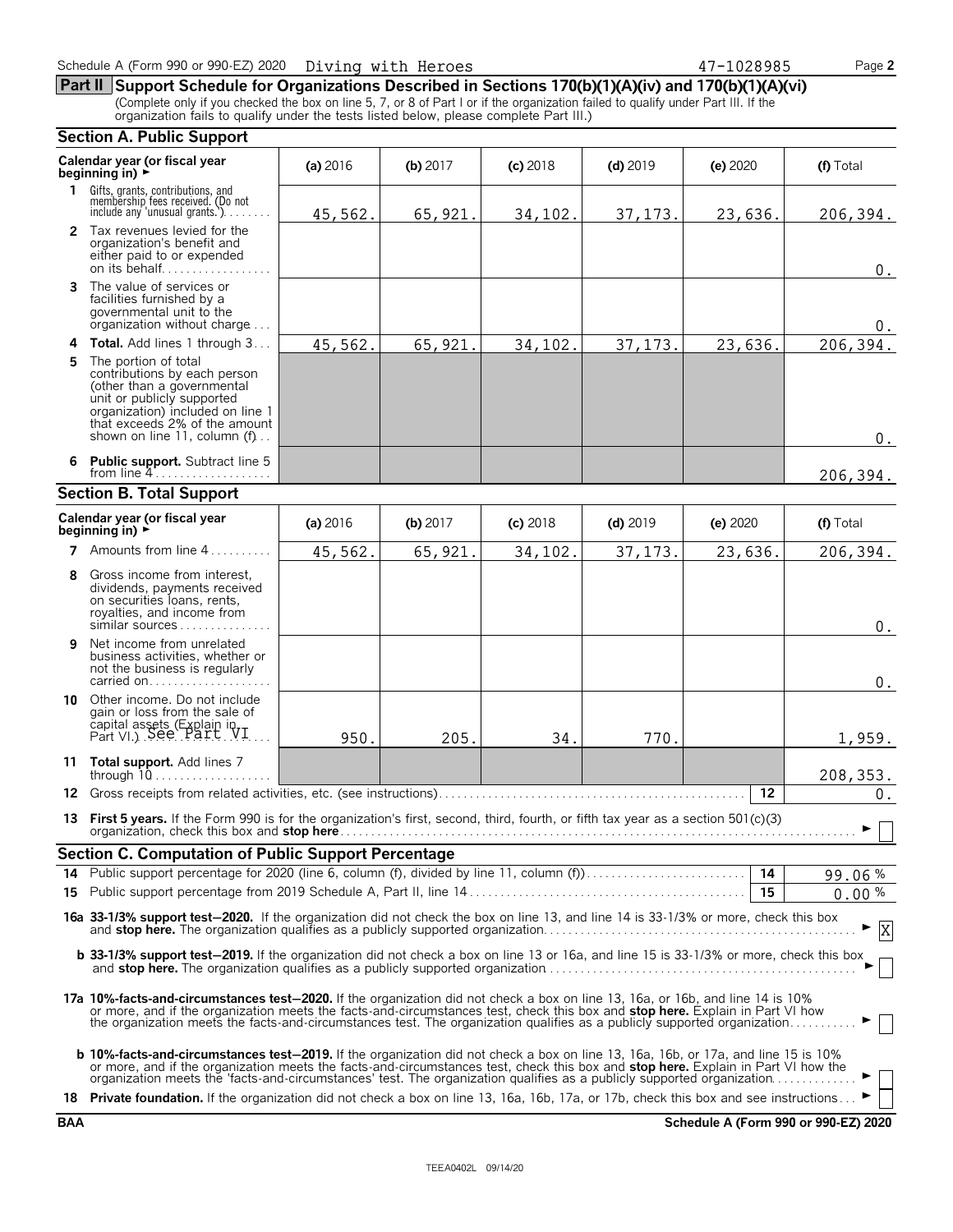Schedule A (Form 990 or 990-EZ) 2020 Diving with Heroes 47-1028985

## Part II Support Schedule for Organizations Described in Sections 170(b)(1)(A)(iv) and 170(b)(1)(A)(vi)

(Complete only if you checked the box on line 5, 7, or 8 of Part I or if the organization failed to qualify under Part III. If the organization fails to qualify under the tests listed below, please complete Part III.)

### Section A. Public Support

| Calendar year (or fiscal year beginning in) ► | (a) 2016 | (b) 2017 | (c) 2018 | (d) 2019 | (e) 2020 | (f) Total |
|---|---|---|---|---|---|---|
| **1** Gifts, grants, contributions, and membership fees received. (Do not include any 'unusual grants.') | 45,562. | 65,921. | 34,102. | 37,173. | 23,636. | 206,394. |
| **2** Tax revenues levied for the organization's benefit and either paid to or expended on its behalf | | | | | | 0. |
| **3** The value of services or facilities furnished by a governmental unit to the organization without charge | | | | | | 0. |
| **4 Total.** Add lines 1 through 3 | 45,562. | 65,921. | 34,102. | 37,173. | 23,636. | 206,394. |
| **5** The portion of total contributions by each person (other than a governmental unit or publicly supported organization) included on line 1 that exceeds 2% of the amount shown on line 11, column (f) | | | | | | 0. |
| **6 Public support.** Subtract line 5 from line 4 | | | | | | 206,394. |

### Section B. Total Support

| Calendar year (or fiscal year beginning in) ► | (a) 2016 | (b) 2017 | (c) 2018 | (d) 2019 | (e) 2020 | (f) Total |
|---|---|---|---|---|---|---|
| **7** Amounts from line 4 | 45,562. | 65,921. | 34,102. | 37,173. | 23,636. | 206,394. |
| **8** Gross income from interest, dividends, payments received on securities loans, rents, royalties, and income from similar sources | | | | | | 0. |
| **9** Net income from unrelated business activities, whether or not the business is regularly carried on | | | | | | 0. |
| **10** Other income. Do not include gain or loss from the sale of capital assets (Explain in Part VI.) See Part VI | 950. | 205. | 34. | 770. | | 1,959. |
| **11 Total support.** Add lines 7 through 10 | | | | | | 208,353. |

**12** Gross receipts from related activities, etc. (see instructions) — **12** — 0.

**13 First 5 years.** If the Form 990 is for the organization's first, second, third, fourth, or fifth tax year as a section 501(c)(3) organization, check this box and **stop here** ► ☐

### Section C. Computation of Public Support Percentage

**14** Public support percentage for 2020 (line 6, column (f), divided by line 11, column (f)) — **14** — 99.06 %

**15** Public support percentage from 2019 Schedule A, Part II, line 14 — **15** — 0.00 %

**16a 33-1/3% support test–2020.** If the organization did not check the box on line 13, and line 14 is 33-1/3% or more, check this box and **stop here.** The organization qualifies as a publicly supported organization ► ☒

**b 33-1/3% support test–2019.** If the organization did not check a box on line 13 or 16a, and line 15 is 33-1/3% or more, check this box and **stop here.** The organization qualifies as a publicly supported organization ► ☐

**17a 10%-facts-and-circumstances test–2020.** If the organization did not check a box on line 13, 16a, or 16b, and line 14 is 10% or more, and if the organization meets the facts-and-circumstances test, check this box and **stop here.** Explain in Part VI how the organization meets the facts-and-circumstances test. The organization qualifies as a publicly supported organization ► ☐

**b 10%-facts-and-circumstances test–2019.** If the organization did not check a box on line 13, 16a, 16b, or 17a, and line 15 is 10% or more, and if the organization meets the facts-and-circumstances test, check this box and **stop here.** Explain in Part VI how the organization meets the 'facts-and-circumstances' test. The organization qualifies as a publicly supported organization ► ☐

**18 Private foundation.** If the organization did not check a box on line 13, 16a, 16b, 17a, or 17b, check this box and see instructions ► ☐

BAA Schedule A (Form 990 or 990-EZ) 2020

TEEA0402L 09/14/20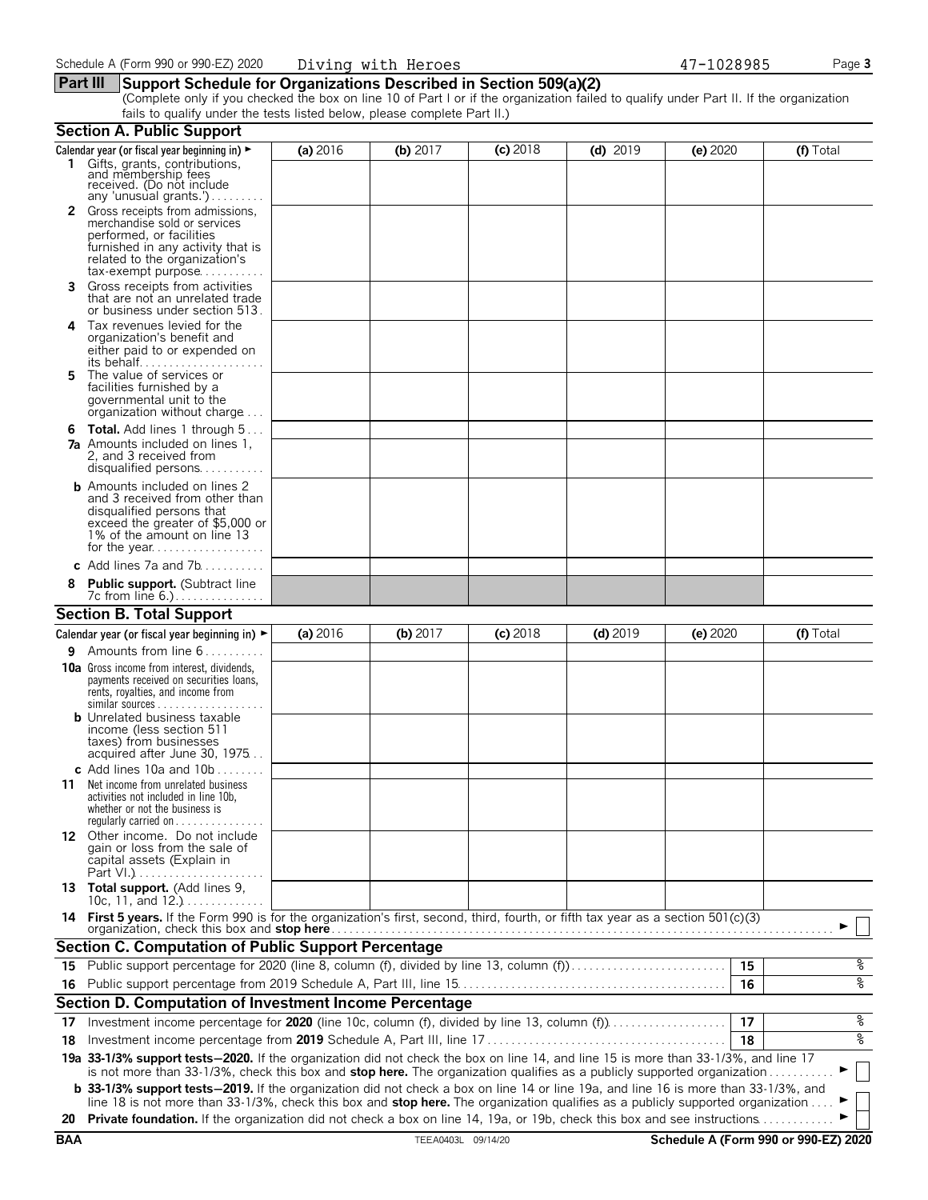Schedule A (Form 990 or 990-EZ) 2020 Diving with Heroes 47-1028985

## Part III Support Schedule for Organizations Described in Section 509(a)(2)

(Complete only if you checked the box on line 10 of Part I or if the organization failed to qualify under Part II. If the organization fails to qualify under the tests listed below, please complete Part II.)

### Section A. Public Support

| Calendar year (or fiscal year beginning in) ► | (a) 2016 | (b) 2017 | (c) 2018 | (d) 2019 | (e) 2020 | (f) Total |
|---|---|---|---|---|---|---|
| 1 Gifts, grants, contributions, and membership fees received. (Do not include any 'unusual grants.') | | | | | | |
| 2 Gross receipts from admissions, merchandise sold or services performed, or facilities furnished in any activity that is related to the organization's tax-exempt purpose | | | | | | |
| 3 Gross receipts from activities that are not an unrelated trade or business under section 513 | | | | | | |
| 4 Tax revenues levied for the organization's benefit and either paid to or expended on its behalf | | | | | | |
| 5 The value of services or facilities furnished by a governmental unit to the organization without charge | | | | | | |
| 6 **Total.** Add lines 1 through 5 | | | | | | |
| 7a Amounts included on lines 1, 2, and 3 received from disqualified persons | | | | | | |
| b Amounts included on lines 2 and 3 received from other than disqualified persons that exceed the greater of $5,000 or 1% of the amount on line 13 for the year | | | | | | |
| c Add lines 7a and 7b | | | | | | |
| 8 **Public support.** (Subtract line 7c from line 6.) | | | | | | |

### Section B. Total Support

| Calendar year (or fiscal year beginning in) ► | (a) 2016 | (b) 2017 | (c) 2018 | (d) 2019 | (e) 2020 | (f) Total |
|---|---|---|---|---|---|---|
| 9 Amounts from line 6 | | | | | | |
| 10a Gross income from interest, dividends, payments received on securities loans, rents, royalties, and income from similar sources | | | | | | |
| b Unrelated business taxable income (less section 511 taxes) from businesses acquired after June 30, 1975 | | | | | | |
| c Add lines 10a and 10b | | | | | | |
| 11 Net income from unrelated business activities not included in line 10b, whether or not the business is regularly carried on | | | | | | |
| 12 Other income. Do not include gain or loss from the sale of capital assets (Explain in Part VI.) | | | | | | |
| 13 **Total support.** (Add lines 9, 10c, 11, and 12.) | | | | | | |

**14 First 5 years.** If the Form 990 is for the organization's first, second, third, fourth, or fifth tax year as a section 501(c)(3) organization, check this box and **stop here** ► ☐

### Section C. Computation of Public Support Percentage

| | | | |
|---|---|---|---|
| 15 | Public support percentage for 2020 (line 8, column (f), divided by line 13, column (f)) | 15 | % |
| 16 | Public support percentage from 2019 Schedule A, Part III, line 15 | 16 | % |

### Section D. Computation of Investment Income Percentage

| | | | |
|---|---|---|---|
| 17 | Investment income percentage for **2020** (line 10c, column (f), divided by line 13, column (f)) | 17 | % |
| 18 | Investment income percentage from **2019** Schedule A, Part III, line 17 | 18 | % |

**19a 33-1/3% support tests—2020.** If the organization did not check the box on line 14, and line 15 is more than 33-1/3%, and line 17 is not more than 33-1/3%, check this box and **stop here.** The organization qualifies as a publicly supported organization ► ☐

**b 33-1/3% support tests—2019.** If the organization did not check a box on line 14 or line 19a, and line 16 is more than 33-1/3%, and line 18 is not more than 33-1/3%, check this box and **stop here.** The organization qualifies as a publicly supported organization ► ☐

**20 Private foundation.** If the organization did not check a box on line 14, 19a, or 19b, check this box and see instructions ► ☐

BAA TEEA0403L 09/14/20 Schedule A (Form 990 or 990-EZ) 2020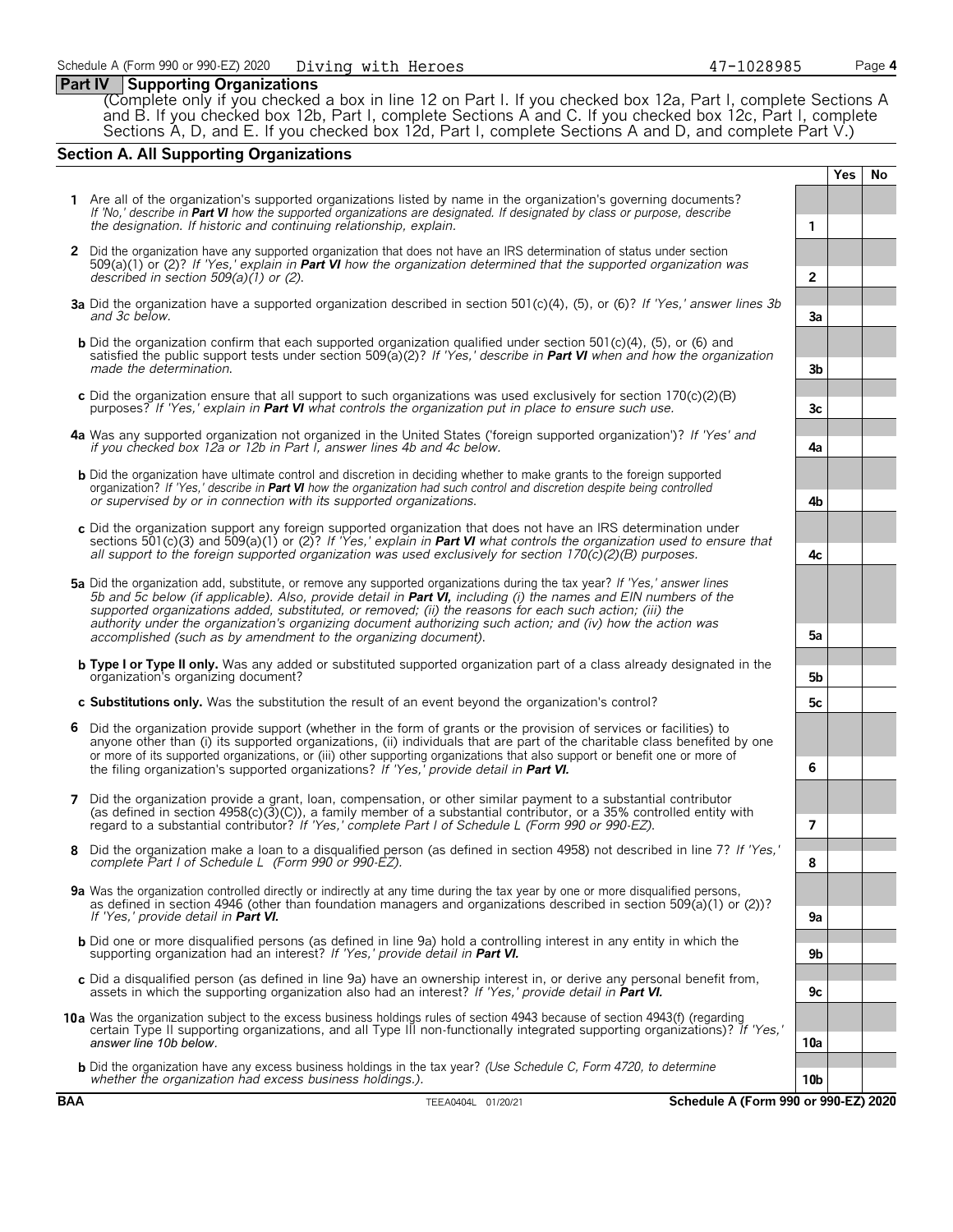Schedule A (Form 990 or 990-EZ) 2020 Diving with Heroes 47-1028985 Page 4

## Part IV Supporting Organizations

(Complete only if you checked a box in line 12 on Part I. If you checked box 12a, Part I, complete Sections A and B. If you checked box 12b, Part I, complete Sections A and C. If you checked box 12c, Part I, complete Sections A, D, and E. If you checked box 12d, Part I, complete Sections A and D, and complete Part V.)

### Section A. All Supporting Organizations

| | | Yes | No |
|---|---|---|---|
| **1** Are all of the organization's supported organizations listed by name in the organization's governing documents? *If 'No,' describe in **Part VI** how the supported organizations are designated. If designated by class or purpose, describe the designation. If historic and continuing relationship, explain.* | 1 | | |
| **2** Did the organization have any supported organization that does not have an IRS determination of status under section 509(a)(1) or (2)? *If 'Yes,' explain in **Part VI** how the organization determined that the supported organization was described in section 509(a)(1) or (2).* | 2 | | |
| **3a** Did the organization have a supported organization described in section 501(c)(4), (5), or (6)? *If 'Yes,' answer lines 3b and 3c below.* | 3a | | |
| **b** Did the organization confirm that each supported organization qualified under section 501(c)(4), (5), or (6) and satisfied the public support tests under section 509(a)(2)? *If 'Yes,' describe in **Part VI** when and how the organization made the determination.* | 3b | | |
| **c** Did the organization ensure that all support to such organizations was used exclusively for section 170(c)(2)(B) purposes? *If 'Yes,' explain in **Part VI** what controls the organization put in place to ensure such use.* | 3c | | |
| **4a** Was any supported organization not organized in the United States ('foreign supported organization')? *If 'Yes' and if you checked box 12a or 12b in Part I, answer lines 4b and 4c below.* | 4a | | |
| **b** Did the organization have ultimate control and discretion in deciding whether to make grants to the foreign supported organization? *If 'Yes,' describe in **Part VI** how the organization had such control and discretion despite being controlled or supervised by or in connection with its supported organizations.* | 4b | | |
| **c** Did the organization support any foreign supported organization that does not have an IRS determination under sections 501(c)(3) and 509(a)(1) or (2)? *If 'Yes,' explain in **Part VI** what controls the organization used to ensure that all support to the foreign supported organization was used exclusively for section 170(c)(2)(B) purposes.* | 4c | | |
| **5a** Did the organization add, substitute, or remove any supported organizations during the tax year? *If 'Yes,' answer lines 5b and 5c below (if applicable). Also, provide detail in **Part VI,** including (i) the names and EIN numbers of the supported organizations added, substituted, or removed; (ii) the reasons for each such action; (iii) the authority under the organization's organizing document authorizing such action; and (iv) how the action was accomplished (such as by amendment to the organizing document).* | 5a | | |
| **b Type I or Type II only.** Was any added or substituted supported organization part of a class already designated in the organization's organizing document? | 5b | | |
| **c Substitutions only.** Was the substitution the result of an event beyond the organization's control? | 5c | | |
| **6** Did the organization provide support (whether in the form of grants or the provision of services or facilities) to anyone other than (i) its supported organizations, (ii) individuals that are part of the charitable class benefited by one or more of its supported organizations, or (iii) other supporting organizations that also support or benefit one or more of the filing organization's supported organizations? *If 'Yes,' provide detail in **Part VI.*** | 6 | | |
| **7** Did the organization provide a grant, loan, compensation, or other similar payment to a substantial contributor (as defined in section 4958(c)(3)(C)), a family member of a substantial contributor, or a 35% controlled entity with regard to a substantial contributor? *If 'Yes,' complete Part I of Schedule L (Form 990 or 990-EZ).* | 7 | | |
| **8** Did the organization make a loan to a disqualified person (as defined in section 4958) not described in line 7? *If 'Yes,' complete Part I of Schedule L (Form 990 or 990-EZ).* | 8 | | |
| **9a** Was the organization controlled directly or indirectly at any time during the tax year by one or more disqualified persons, as defined in section 4946 (other than foundation managers and organizations described in section 509(a)(1) or (2))? *If 'Yes,' provide detail in **Part VI.*** | 9a | | |
| **b** Did one or more disqualified persons (as defined in line 9a) hold a controlling interest in any entity in which the supporting organization had an interest? *If 'Yes,' provide detail in **Part VI.*** | 9b | | |
| **c** Did a disqualified person (as defined in line 9a) have an ownership interest in, or derive any personal benefit from, assets in which the supporting organization also had an interest? *If 'Yes,' provide detail in **Part VI.*** | 9c | | |
| **10a** Was the organization subject to the excess business holdings rules of section 4943 because of section 4943(f) (regarding certain Type II supporting organizations, and all Type III non-functionally integrated supporting organizations)? *If 'Yes,' answer line 10b below.* | 10a | | |
| **b** Did the organization have any excess business holdings in the tax year? *(Use Schedule C, Form 4720, to determine whether the organization had excess business holdings.).* | 10b | | |

BAA TEEA0404L 01/20/21 Schedule A (Form 990 or 990-EZ) 2020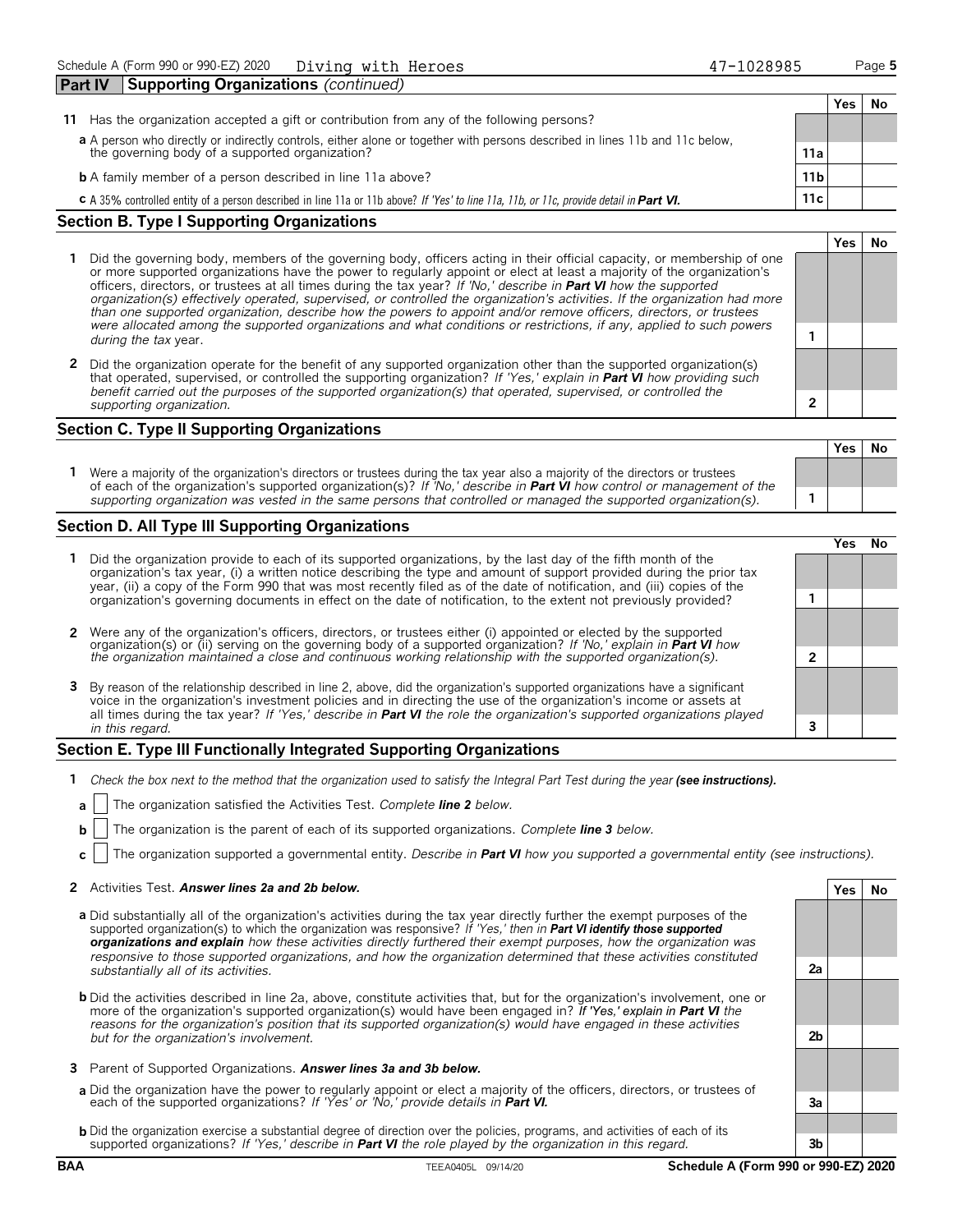Schedule A (Form 990 or 990-EZ) 2020 Diving with Heroes 47-1028985

## Part IV Supporting Organizations *(continued)*

| | | Yes | No |
|---|---|---|---|
| **11** Has the organization accepted a gift or contribution from any of the following persons? | | | |
| **a** A person who directly or indirectly controls, either alone or together with persons described in lines 11b and 11c below, the governing body of a supported organization? | 11a | | |
| **b** A family member of a person described in line 11a above? | 11b | | |
| **c** A 35% controlled entity of a person described in line 11a or 11b above? *If 'Yes' to line 11a, 11b, or 11c, provide detail in* ***Part VI.*** | 11c | | |

### Section B. Type I Supporting Organizations

| | | Yes | No |
|---|---|---|---|
| **1** Did the governing body, members of the governing body, officers acting in their official capacity, or membership of one or more supported organizations have the power to regularly appoint or elect at least a majority of the organization's officers, directors, or trustees at all times during the tax year? *If 'No,' describe in* ***Part VI*** *how the supported organization(s) effectively operated, supervised, or controlled the organization's activities. If the organization had more than one supported organization, describe how the powers to appoint and/or remove officers, directors, or trustees were allocated among the supported organizations and what conditions or restrictions, if any, applied to such powers during the tax* year. | 1 | | |
| **2** Did the organization operate for the benefit of any supported organization other than the supported organization(s) that operated, supervised, or controlled the supporting organization? *If 'Yes,' explain in* ***Part VI*** *how providing such benefit carried out the purposes of the supported organization(s) that operated, supervised, or controlled the supporting organization.* | 2 | | |

### Section C. Type II Supporting Organizations

| | | Yes | No |
|---|---|---|---|
| **1** Were a majority of the organization's directors or trustees during the tax year also a majority of the directors or trustees of each of the organization's supported organization(s)? *If 'No,' describe in* ***Part VI*** *how control or management of the supporting organization was vested in the same persons that controlled or managed the supported organization(s).* | 1 | | |

### Section D. All Type III Supporting Organizations

| | | Yes | No |
|---|---|---|---|
| **1** Did the organization provide to each of its supported organizations, by the last day of the fifth month of the organization's tax year, (i) a written notice describing the type and amount of support provided during the prior tax year, (ii) a copy of the Form 990 that was most recently filed as of the date of notification, and (iii) copies of the organization's governing documents in effect on the date of notification, to the extent not previously provided? | 1 | | |
| **2** Were any of the organization's officers, directors, or trustees either (i) appointed or elected by the supported organization(s) or (ii) serving on the governing body of a supported organization? *If 'No,' explain in* ***Part VI*** *how the organization maintained a close and continuous working relationship with the supported organization(s).* | 2 | | |
| **3** By reason of the relationship described in line 2, above, did the organization's supported organizations have a significant voice in the organization's investment policies and in directing the use of the organization's income or assets at all times during the tax year? *If 'Yes,' describe in* ***Part VI*** *the role the organization's supported organizations played in this regard.* | 3 | | |

### Section E. Type III Functionally Integrated Supporting Organizations

**1** *Check the box next to the method that the organization used to satisfy the Integral Part Test during the year* ***(see instructions).***

**a** ☐ The organization satisfied the Activities Test. *Complete* ***line 2*** *below.*

**b** ☐ The organization is the parent of each of its supported organizations. *Complete* ***line 3*** *below.*

**c** ☐ The organization supported a governmental entity. *Describe in* ***Part VI*** *how you supported a governmental entity (see instructions).*

| | | Yes | No |
|---|---|---|---|
| **2** Activities Test. ***Answer lines 2a and 2b below.*** | | | |
| **a** Did substantially all of the organization's activities during the tax year directly further the exempt purposes of the supported organization(s) to which the organization was responsive? *If 'Yes,' then in* ***Part VI identify those supported organizations and explain*** *how these activities directly furthered their exempt purposes, how the organization was responsive to those supported organizations, and how the organization determined that these activities constituted substantially all of its activities.* | 2a | | |
| **b** Did the activities described in line 2a, above, constitute activities that, but for the organization's involvement, one or more of the organization's supported organization(s) would have been engaged in? *If 'Yes,' explain in* ***Part VI*** *the reasons for the organization's position that its supported organization(s) would have engaged in these activities but for the organization's involvement.* | 2b | | |
| **3** Parent of Supported Organizations. ***Answer lines 3a and 3b below.*** | | | |
| **a** Did the organization have the power to regularly appoint or elect a majority of the officers, directors, or trustees of each of the supported organizations? *If 'Yes' or 'No,' provide details in* ***Part VI.*** | 3a | | |
| **b** Did the organization exercise a substantial degree of direction over the policies, programs, and activities of each of its supported organizations? *If 'Yes,' describe in* ***Part VI*** *the role played by the organization in this regard.* | 3b | | |

BAA TEEA0405L 09/14/20 **Schedule A (Form 990 or 990-EZ) 2020**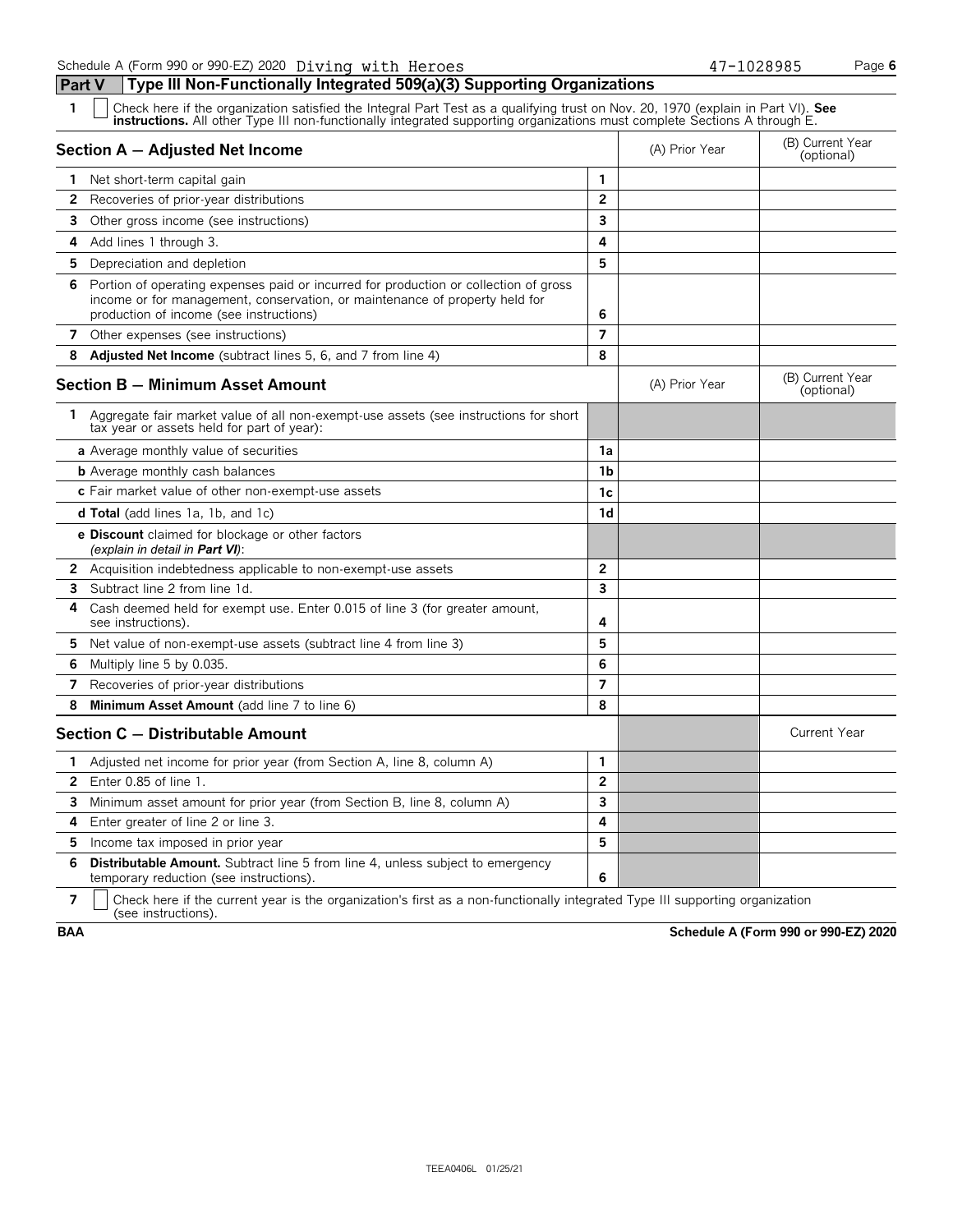Schedule A (Form 990 or 990-EZ) 2020 Diving with Heroes 47-1028985

## Part V — Type III Non-Functionally Integrated 509(a)(3) Supporting Organizations

**1** ☐ Check here if the organization satisfied the Integral Part Test as a qualifying trust on Nov. 20, 1970 (explain in Part VI). **See instructions.** All other Type III non-functionally integrated supporting organizations must complete Sections A through E.

| Section A — Adjusted Net Income | | (A) Prior Year | (B) Current Year (optional) |
|---|---|---|---|
| **1** Net short-term capital gain | 1 | | |
| **2** Recoveries of prior-year distributions | 2 | | |
| **3** Other gross income (see instructions) | 3 | | |
| **4** Add lines 1 through 3. | 4 | | |
| **5** Depreciation and depletion | 5 | | |
| **6** Portion of operating expenses paid or incurred for production or collection of gross income or for management, conservation, or maintenance of property held for production of income (see instructions) | 6 | | |
| **7** Other expenses (see instructions) | 7 | | |
| **8** **Adjusted Net Income** (subtract lines 5, 6, and 7 from line 4) | 8 | | |

| Section B — Minimum Asset Amount | | (A) Prior Year | (B) Current Year (optional) |
|---|---|---|---|
| **1** Aggregate fair market value of all non-exempt-use assets (see instructions for short tax year or assets held for part of year): | | | |
| **a** Average monthly value of securities | 1a | | |
| **b** Average monthly cash balances | 1b | | |
| **c** Fair market value of other non-exempt-use assets | 1c | | |
| **d Total** (add lines 1a, 1b, and 1c) | 1d | | |
| **e Discount** claimed for blockage or other factors *(explain in detail in **Part VI**)*: | | | |
| **2** Acquisition indebtedness applicable to non-exempt-use assets | 2 | | |
| **3** Subtract line 2 from line 1d. | 3 | | |
| **4** Cash deemed held for exempt use. Enter 0.015 of line 3 (for greater amount, see instructions). | 4 | | |
| **5** Net value of non-exempt-use assets (subtract line 4 from line 3) | 5 | | |
| **6** Multiply line 5 by 0.035. | 6 | | |
| **7** Recoveries of prior-year distributions | 7 | | |
| **8** **Minimum Asset Amount** (add line 7 to line 6) | 8 | | |

| Section C — Distributable Amount | | | Current Year |
|---|---|---|---|
| **1** Adjusted net income for prior year (from Section A, line 8, column A) | 1 | | |
| **2** Enter 0.85 of line 1. | 2 | | |
| **3** Minimum asset amount for prior year (from Section B, line 8, column A) | 3 | | |
| **4** Enter greater of line 2 or line 3. | 4 | | |
| **5** Income tax imposed in prior year | 5 | | |
| **6** **Distributable Amount.** Subtract line 5 from line 4, unless subject to emergency temporary reduction (see instructions). | 6 | | |

**7** ☐ Check here if the current year is the organization's first as a non-functionally integrated Type III supporting organization (see instructions).

BAA **Schedule A (Form 990 or 990-EZ) 2020**

TEEA0406L 01/25/21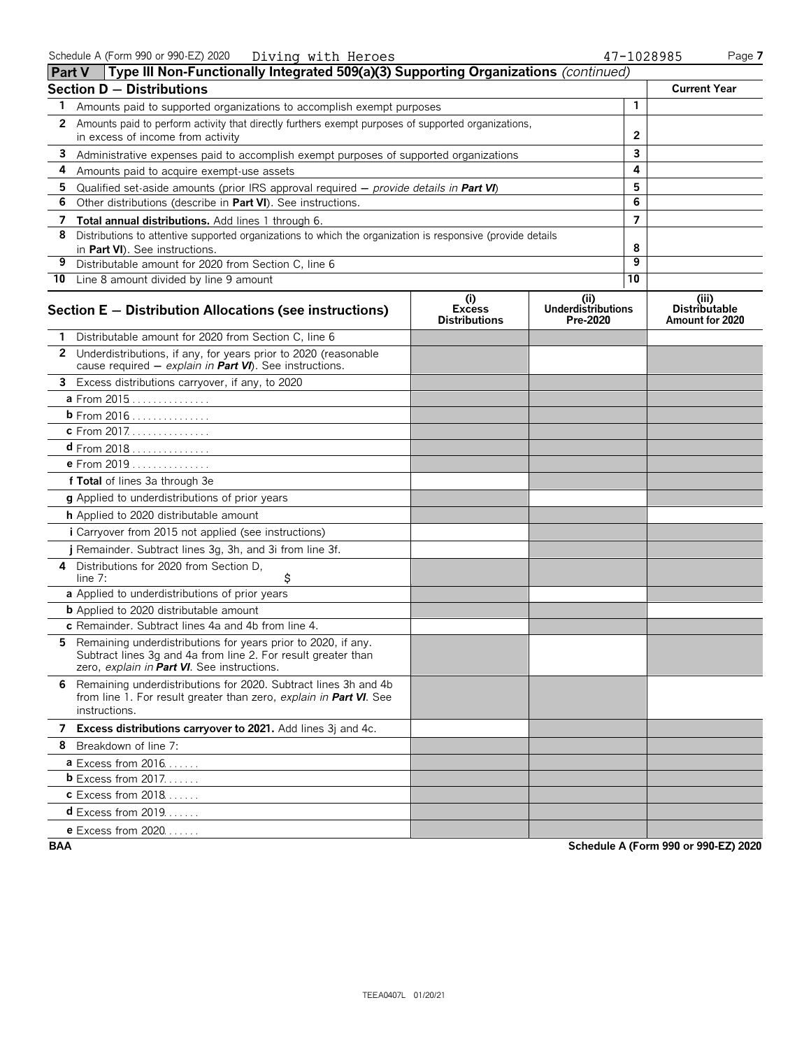Schedule A (Form 990 or 990-EZ) 2020 Diving with Heroes 47-1028985

## Part V Type III Non-Functionally Integrated 509(a)(3) Supporting Organizations *(continued)*

| Section D — Distributions | | Current Year |
|---|---|---|
| **1** Amounts paid to supported organizations to accomplish exempt purposes | 1 | |
| **2** Amounts paid to perform activity that directly furthers exempt purposes of supported organizations, in excess of income from activity | 2 | |
| **3** Administrative expenses paid to accomplish exempt purposes of supported organizations | 3 | |
| **4** Amounts paid to acquire exempt-use assets | 4 | |
| **5** Qualified set-aside amounts (prior IRS approval required — *provide details in* ***Part VI***) | 5 | |
| **6** Other distributions (describe in **Part VI**). See instructions. | 6 | |
| **7** **Total annual distributions.** Add lines 1 through 6. | 7 | |
| **8** Distributions to attentive supported organizations to which the organization is responsive (provide details in **Part VI**). See instructions. | 8 | |
| **9** Distributable amount for 2020 from Section C, line 6 | 9 | |
| **10** Line 8 amount divided by line 9 amount | 10 | |

| Section E — Distribution Allocations (see instructions) | (i) Excess Distributions | (ii) Underdistributions Pre-2020 | (iii) Distributable Amount for 2020 |
|---|---|---|---|
| **1** Distributable amount for 2020 from Section C, line 6 | | | |
| **2** Underdistributions, if any, for years prior to 2020 (reasonable cause required — *explain in* ***Part VI***). See instructions. | | | |
| **3** Excess distributions carryover, if any, to 2020 | | | |
| **a** From 2015 | | | |
| **b** From 2016 | | | |
| **c** From 2017 | | | |
| **d** From 2018 | | | |
| **e** From 2019 | | | |
| **f Total** of lines 3a through 3e | | | |
| **g** Applied to underdistributions of prior years | | | |
| **h** Applied to 2020 distributable amount | | | |
| ***i*** Carryover from 2015 not applied (see instructions) | | | |
| **j** Remainder. Subtract lines 3g, 3h, and 3i from line 3f. | | | |
| **4** Distributions for 2020 from Section D, line 7: $ | | | |
| **a** Applied to underdistributions of prior years | | | |
| **b** Applied to 2020 distributable amount | | | |
| **c** Remainder. Subtract lines 4a and 4b from line 4. | | | |
| **5** Remaining underdistributions for years prior to 2020, if any. Subtract lines 3g and 4a from line 2. For result greater than zero, *explain in* ***Part VI***. See instructions. | | | |
| **6** Remaining underdistributions for 2020. Subtract lines 3h and 4b from line 1. For result greater than zero, *explain in* ***Part VI***. See instructions. | | | |
| **7** **Excess distributions carryover to 2021.** Add lines 3j and 4c. | | | |
| **8** Breakdown of line 7: | | | |
| **a** Excess from 2016 | | | |
| **b** Excess from 2017 | | | |
| **c** Excess from 2018 | | | |
| **d** Excess from 2019 | | | |
| **e** Excess from 2020 | | | |

BAA Schedule A (Form 990 or 990-EZ) 2020

TEEA0407L 01/20/21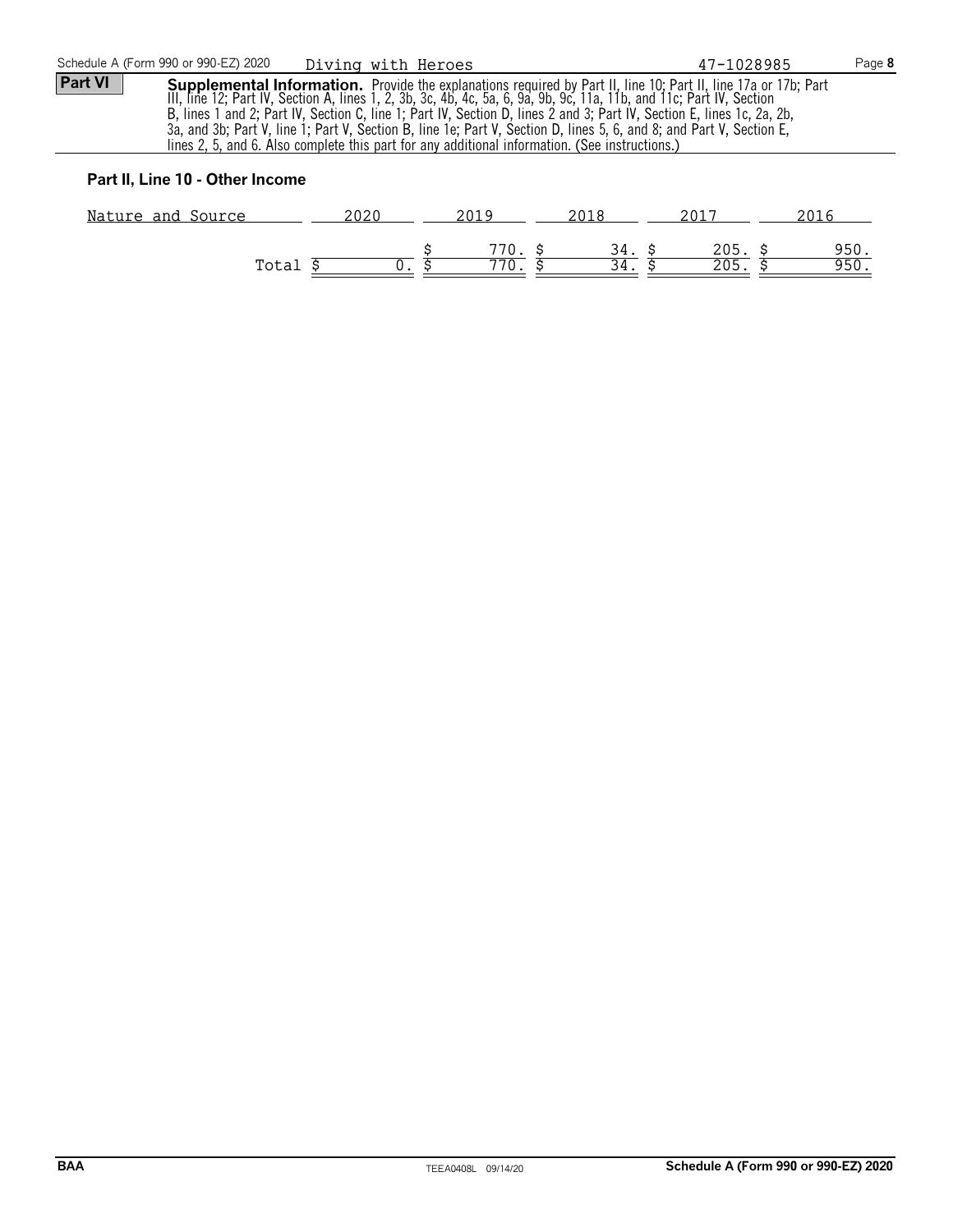**Part VI** **Supplemental Information.** Provide the explanations required by Part II, line 10; Part II, line 17a or 17b; Part III, line 12; Part IV, Section A, lines 1, 2, 3b, 3c, 4b, 4c, 5a, 6, 9a, 9b, 9c, 11a, 11b, and 11c; Part IV, Section B, lines 1 and 2; Part IV, Section C, line 1; Part IV, Section D, lines 2 and 3; Part IV, Section E, lines 1c, 2a, 2b, 3a, and 3b; Part V, line 1; Part V, Section B, line 1e; Part V, Section D, lines 5, 6, and 8; and Part V, Section E, lines 2, 5, and 6. Also complete this part for any additional information. (See instructions.)

### Part II, Line 10 - Other Income

| Nature and Source | 2020 | 2019 | 2018 | 2017 | 2016 |
|---|---|---|---|---|---|
| | | $ 770. | $ 34. | $ 205. | $ 950. |
| Total | $ 0. | $ 770. | $ 34. | $ 205. | $ 950. |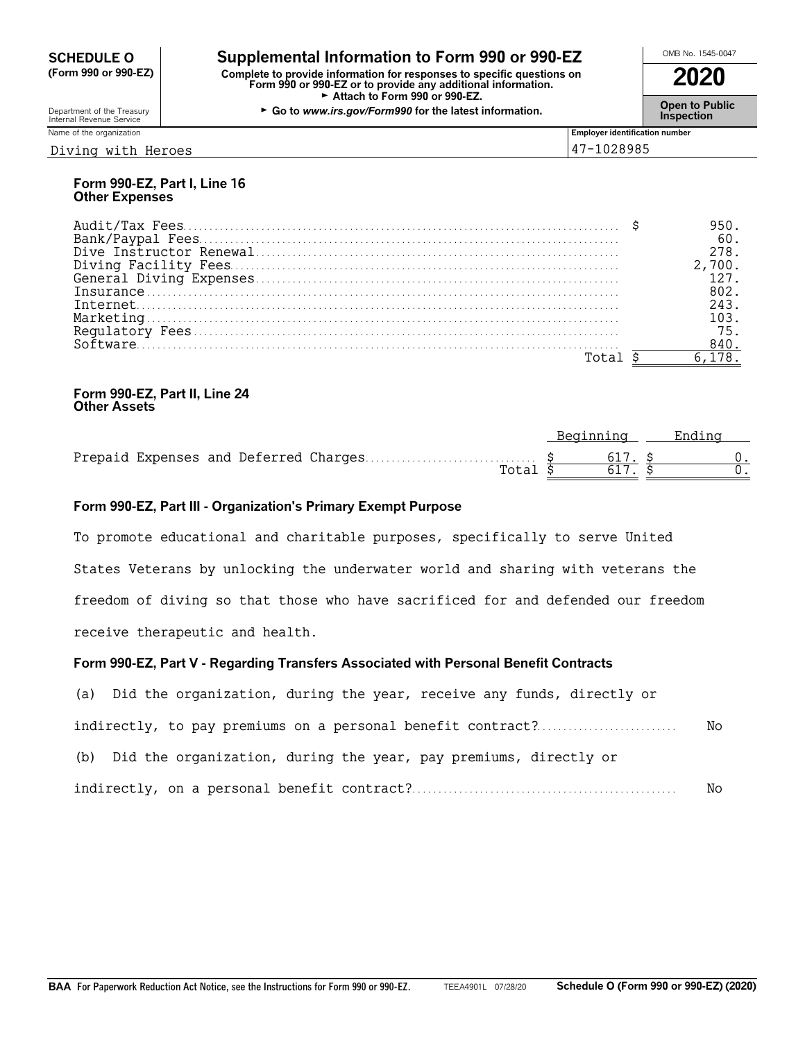**SCHEDULE O (Form 990 or 990-EZ)**

# Supplemental Information to Form 990 or 990-EZ

**Complete to provide information for responses to specific questions on Form 990 or 990-EZ or to provide any additional information.**
► **Attach to Form 990 or 990-EZ.**
► **Go to *www.irs.gov/Form990* for the latest information.**

OMB No. 1545-0047

**2020**

**Open to Public Inspection**

Department of the Treasury
Internal Revenue Service

| Name of the organization | Employer identification number |
|---|---|
| Diving with Heroes | 47-1028985 |

### Form 990-EZ, Part I, Line 16
### Other Expenses

| | |
|---|---|
| Audit/Tax Fees | $ 950. |
| Bank/Paypal Fees | 60. |
| Dive Instructor Renewal | 278. |
| Diving Facility Fees | 2,700. |
| General Diving Expenses | 127. |
| Insurance | 802. |
| Internet | 243. |
| Marketing | 103. |
| Regulatory Fees | 75. |
| Software | 840. |
| Total | $ 6,178. |

### Form 990-EZ, Part II, Line 24
### Other Assets

| | Beginning | Ending |
|---|---|---|
| Prepaid Expenses and Deferred Charges | $ 617. | $ 0. |
| Total | $ 617. | $ 0. |

### Form 990-EZ, Part III - Organization's Primary Exempt Purpose

To promote educational and charitable purposes, specifically to serve United States Veterans by unlocking the underwater world and sharing with veterans the freedom of diving so that those who have sacrificed for and defended our freedom receive therapeutic and health.

### Form 990-EZ, Part V - Regarding Transfers Associated with Personal Benefit Contracts

(a) Did the organization, during the year, receive any funds, directly or indirectly, to pay premiums on a personal benefit contract? No

(b) Did the organization, during the year, pay premiums, directly or indirectly, on a personal benefit contract? No

**BAA** For Paperwork Reduction Act Notice, see the Instructions for Form 990 or 990-EZ. TEEA4901L 07/28/20 **Schedule O (Form 990 or 990-EZ) (2020)**